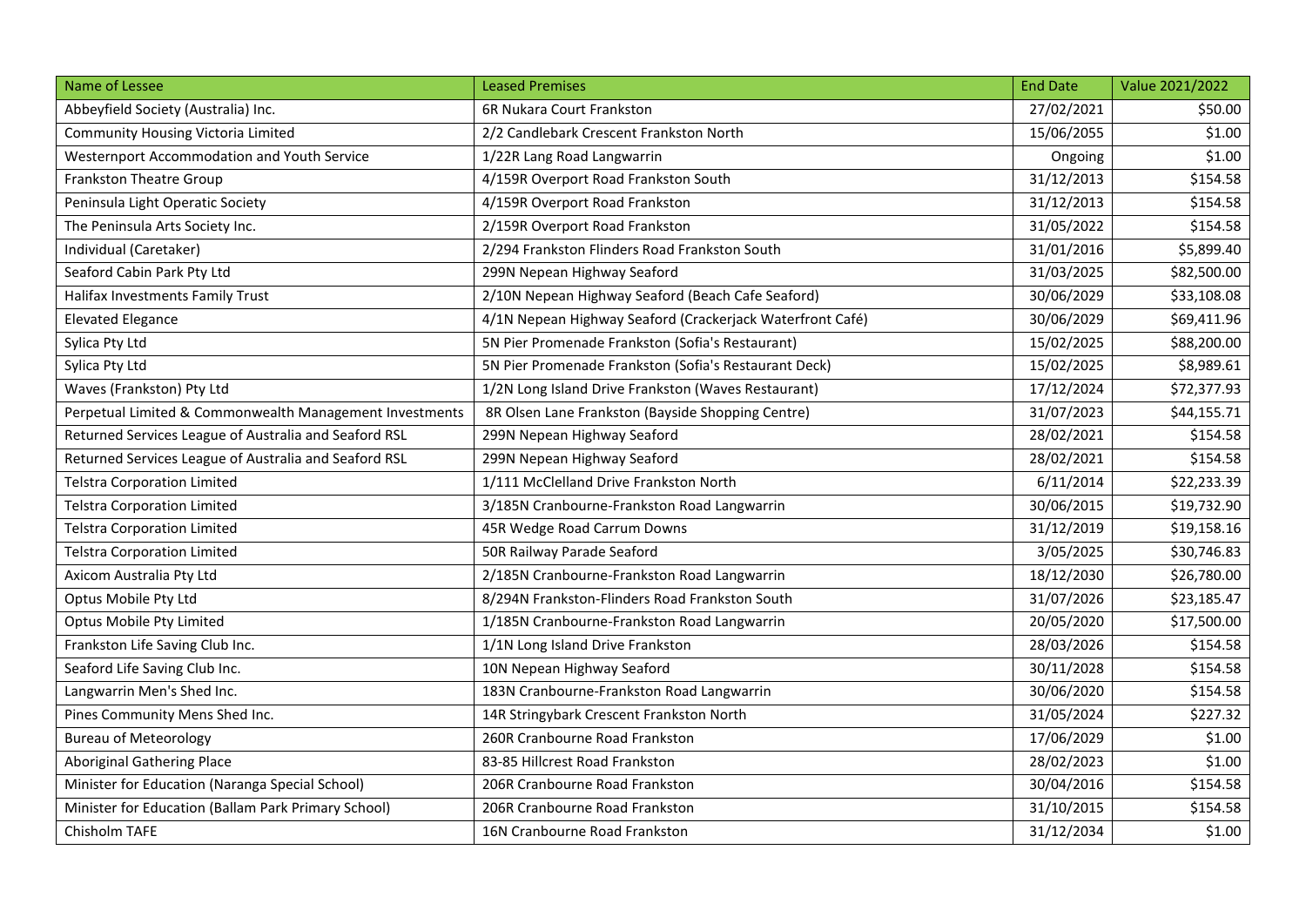| Name of Lessee | Leased Premises | End Date | Value 2021/2022 |
|---|---|---|---|
| Abbeyfield Society (Australia) Inc. | 6R Nukara Court Frankston | 27/02/2021 | $50.00 |
| Community Housing Victoria Limited | 2/2 Candlebark Crescent Frankston North | 15/06/2055 | $1.00 |
| Westernport Accommodation and Youth Service | 1/22R Lang Road Langwarrin | Ongoing | $1.00 |
| Frankston Theatre Group | 4/159R Overport Road Frankston South | 31/12/2013 | $154.58 |
| Peninsula Light Operatic Society | 4/159R Overport Road Frankston | 31/12/2013 | $154.58 |
| The Peninsula Arts Society Inc. | 2/159R Overport Road Frankston | 31/05/2022 | $154.58 |
| Individual (Caretaker) | 2/294 Frankston Flinders Road Frankston South | 31/01/2016 | $5,899.40 |
| Seaford Cabin Park Pty Ltd | 299N Nepean Highway Seaford | 31/03/2025 | $82,500.00 |
| Halifax Investments Family Trust | 2/10N Nepean Highway Seaford (Beach Cafe Seaford) | 30/06/2029 | $33,108.08 |
| Elevated Elegance | 4/1N Nepean Highway Seaford (Crackerjack Waterfront Café) | 30/06/2029 | $69,411.96 |
| Sylica Pty Ltd | 5N Pier Promenade Frankston (Sofia's Restaurant) | 15/02/2025 | $88,200.00 |
| Sylica Pty Ltd | 5N Pier Promenade Frankston (Sofia's Restaurant Deck) | 15/02/2025 | $8,989.61 |
| Waves (Frankston) Pty Ltd | 1/2N Long Island Drive Frankston (Waves Restaurant) | 17/12/2024 | $72,377.93 |
| Perpetual Limited & Commonwealth Management Investments | 8R Olsen Lane Frankston (Bayside Shopping Centre) | 31/07/2023 | $44,155.71 |
| Returned Services League of Australia and Seaford RSL | 299N Nepean Highway Seaford | 28/02/2021 | $154.58 |
| Returned Services League of Australia and Seaford RSL | 299N Nepean Highway Seaford | 28/02/2021 | $154.58 |
| Telstra Corporation Limited | 1/111 McClelland Drive Frankston North | 6/11/2014 | $22,233.39 |
| Telstra Corporation Limited | 3/185N Cranbourne-Frankston Road Langwarrin | 30/06/2015 | $19,732.90 |
| Telstra Corporation Limited | 45R Wedge Road Carrum Downs | 31/12/2019 | $19,158.16 |
| Telstra Corporation Limited | 50R Railway Parade Seaford | 3/05/2025 | $30,746.83 |
| Axicom Australia Pty Ltd | 2/185N Cranbourne-Frankston Road Langwarrin | 18/12/2030 | $26,780.00 |
| Optus Mobile Pty Ltd | 8/294N Frankston-Flinders Road Frankston South | 31/07/2026 | $23,185.47 |
| Optus Mobile Pty Limited | 1/185N Cranbourne-Frankston Road Langwarrin | 20/05/2020 | $17,500.00 |
| Frankston Life Saving Club Inc. | 1/1N Long Island Drive Frankston | 28/03/2026 | $154.58 |
| Seaford Life Saving Club Inc. | 10N Nepean Highway Seaford | 30/11/2028 | $154.58 |
| Langwarrin Men's Shed Inc. | 183N Cranbourne-Frankston Road Langwarrin | 30/06/2020 | $154.58 |
| Pines Community Mens Shed Inc. | 14R Stringybark Crescent Frankston North | 31/05/2024 | $227.32 |
| Bureau of Meteorology | 260R Cranbourne Road Frankston | 17/06/2029 | $1.00 |
| Aboriginal Gathering Place | 83-85 Hillcrest Road Frankston | 28/02/2023 | $1.00 |
| Minister for Education (Naranga Special School) | 206R Cranbourne Road Frankston | 30/04/2016 | $154.58 |
| Minister for Education (Ballam Park Primary School) | 206R Cranbourne Road Frankston | 31/10/2015 | $154.58 |
| Chisholm TAFE | 16N Cranbourne Road Frankston | 31/12/2034 | $1.00 |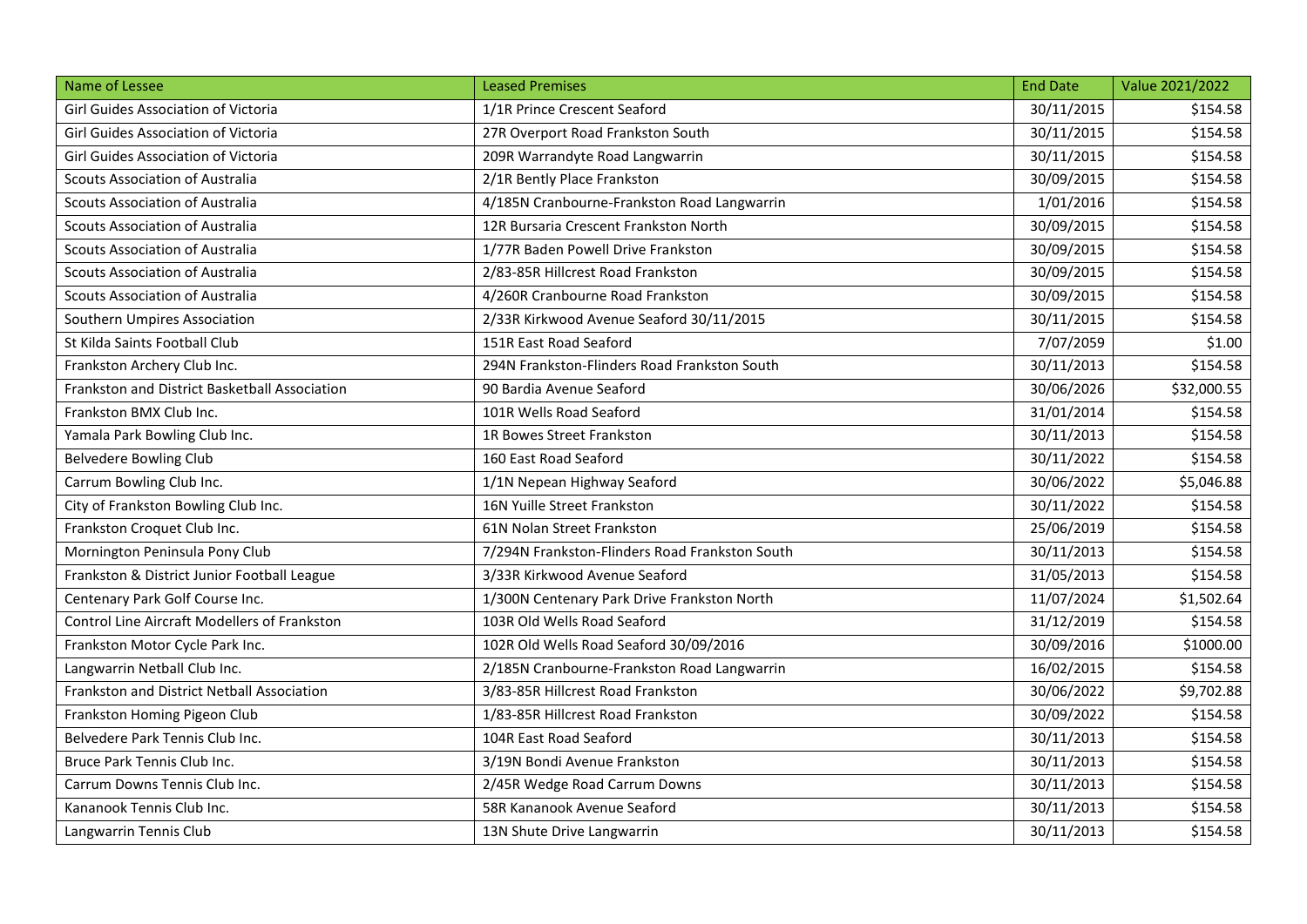| Name of Lessee | Leased Premises | End Date | Value 2021/2022 |
| --- | --- | --- | --- |
| Girl Guides Association of Victoria | 1/1R Prince Crescent Seaford | 30/11/2015 | $154.58 |
| Girl Guides Association of Victoria | 27R Overport Road Frankston South | 30/11/2015 | $154.58 |
| Girl Guides Association of Victoria | 209R Warrandyte Road Langwarrin | 30/11/2015 | $154.58 |
| Scouts Association of Australia | 2/1R Bently Place Frankston | 30/09/2015 | $154.58 |
| Scouts Association of Australia | 4/185N Cranbourne-Frankston Road Langwarrin | 1/01/2016 | $154.58 |
| Scouts Association of Australia | 12R Bursaria Crescent Frankston North | 30/09/2015 | $154.58 |
| Scouts Association of Australia | 1/77R Baden Powell Drive Frankston | 30/09/2015 | $154.58 |
| Scouts Association of Australia | 2/83-85R Hillcrest Road Frankston | 30/09/2015 | $154.58 |
| Scouts Association of Australia | 4/260R Cranbourne Road Frankston | 30/09/2015 | $154.58 |
| Southern Umpires Association | 2/33R Kirkwood Avenue Seaford 30/11/2015 | 30/11/2015 | $154.58 |
| St Kilda Saints Football Club | 151R East Road Seaford | 7/07/2059 | $1.00 |
| Frankston Archery Club Inc. | 294N Frankston-Flinders Road Frankston South | 30/11/2013 | $154.58 |
| Frankston and District Basketball Association | 90 Bardia Avenue Seaford | 30/06/2026 | $32,000.55 |
| Frankston BMX Club Inc. | 101R Wells Road Seaford | 31/01/2014 | $154.58 |
| Yamala Park Bowling Club Inc. | 1R Bowes Street Frankston | 30/11/2013 | $154.58 |
| Belvedere Bowling Club | 160 East Road Seaford | 30/11/2022 | $154.58 |
| Carrum Bowling Club Inc. | 1/1N Nepean Highway Seaford | 30/06/2022 | $5,046.88 |
| City of Frankston Bowling Club Inc. | 16N Yuille Street Frankston | 30/11/2022 | $154.58 |
| Frankston Croquet Club Inc. | 61N Nolan Street Frankston | 25/06/2019 | $154.58 |
| Mornington Peninsula Pony Club | 7/294N Frankston-Flinders Road Frankston South | 30/11/2013 | $154.58 |
| Frankston & District Junior Football League | 3/33R Kirkwood Avenue Seaford | 31/05/2013 | $154.58 |
| Centenary Park Golf Course Inc. | 1/300N Centenary Park Drive Frankston North | 11/07/2024 | $1,502.64 |
| Control Line Aircraft Modellers of Frankston | 103R Old Wells Road Seaford | 31/12/2019 | $154.58 |
| Frankston Motor Cycle Park Inc. | 102R Old Wells Road Seaford 30/09/2016 | 30/09/2016 | $1000.00 |
| Langwarrin Netball Club Inc. | 2/185N Cranbourne-Frankston Road Langwarrin | 16/02/2015 | $154.58 |
| Frankston and District Netball Association | 3/83-85R Hillcrest Road Frankston | 30/06/2022 | $9,702.88 |
| Frankston Homing Pigeon Club | 1/83-85R Hillcrest Road Frankston | 30/09/2022 | $154.58 |
| Belvedere Park Tennis Club Inc. | 104R East Road Seaford | 30/11/2013 | $154.58 |
| Bruce Park Tennis Club Inc. | 3/19N Bondi Avenue Frankston | 30/11/2013 | $154.58 |
| Carrum Downs Tennis Club Inc. | 2/45R Wedge Road Carrum Downs | 30/11/2013 | $154.58 |
| Kananook Tennis Club Inc. | 58R Kananook Avenue Seaford | 30/11/2013 | $154.58 |
| Langwarrin Tennis Club | 13N Shute Drive Langwarrin | 30/11/2013 | $154.58 |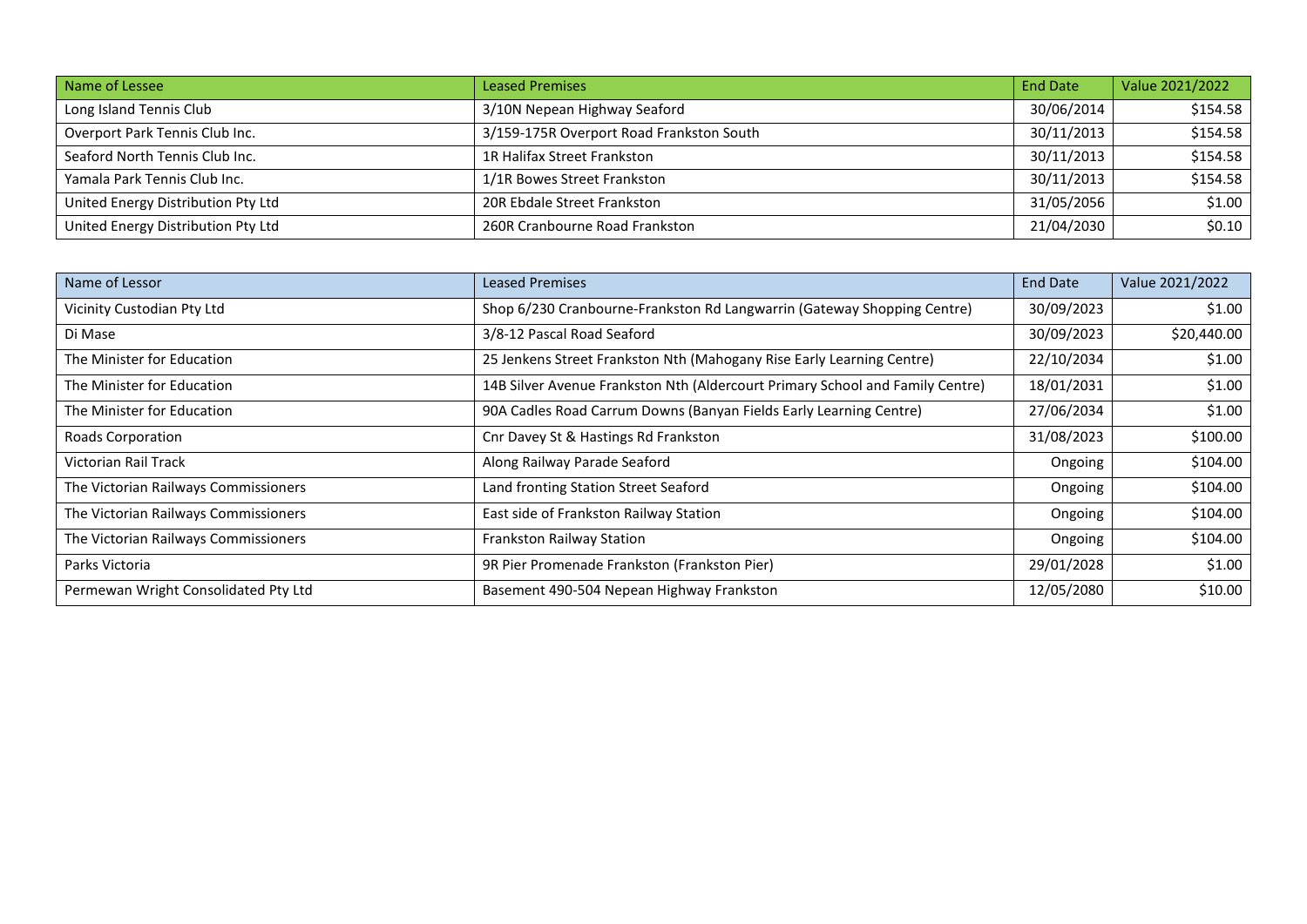| Name of Lessee | Leased Premises | End Date | Value 2021/2022 |
|---|---|---|---|
| Long Island Tennis Club | 3/10N Nepean Highway Seaford | 30/06/2014 | $154.58 |
| Overport Park Tennis Club Inc. | 3/159-175R Overport Road Frankston South | 30/11/2013 | $154.58 |
| Seaford North Tennis Club Inc. | 1R Halifax Street Frankston | 30/11/2013 | $154.58 |
| Yamala Park Tennis Club Inc. | 1/1R Bowes Street Frankston | 30/11/2013 | $154.58 |
| United Energy Distribution Pty Ltd | 20R Ebdale Street Frankston | 31/05/2056 | $1.00 |
| United Energy Distribution Pty Ltd | 260R Cranbourne Road Frankston | 21/04/2030 | $0.10 |

| Name of Lessor | Leased Premises | End Date | Value 2021/2022 |
|---|---|---|---|
| Vicinity Custodian Pty Ltd | Shop 6/230 Cranbourne-Frankston Rd Langwarrin (Gateway Shopping Centre) | 30/09/2023 | $1.00 |
| Di Mase | 3/8-12 Pascal Road Seaford | 30/09/2023 | $20,440.00 |
| The Minister for Education | 25 Jenkens Street Frankston Nth (Mahogany Rise Early Learning Centre) | 22/10/2034 | $1.00 |
| The Minister for Education | 14B Silver Avenue Frankston Nth (Aldercourt Primary School and Family Centre) | 18/01/2031 | $1.00 |
| The Minister for Education | 90A Cadles Road Carrum Downs (Banyan Fields Early Learning Centre) | 27/06/2034 | $1.00 |
| Roads Corporation | Cnr Davey St & Hastings Rd Frankston | 31/08/2023 | $100.00 |
| Victorian Rail Track | Along Railway Parade Seaford | Ongoing | $104.00 |
| The Victorian Railways Commissioners | Land fronting Station Street Seaford | Ongoing | $104.00 |
| The Victorian Railways Commissioners | East side of Frankston Railway Station | Ongoing | $104.00 |
| The Victorian Railways Commissioners | Frankston Railway Station | Ongoing | $104.00 |
| Parks Victoria | 9R Pier Promenade Frankston (Frankston Pier) | 29/01/2028 | $1.00 |
| Permewan Wright Consolidated Pty Ltd | Basement 490-504 Nepean Highway Frankston | 12/05/2080 | $10.00 |